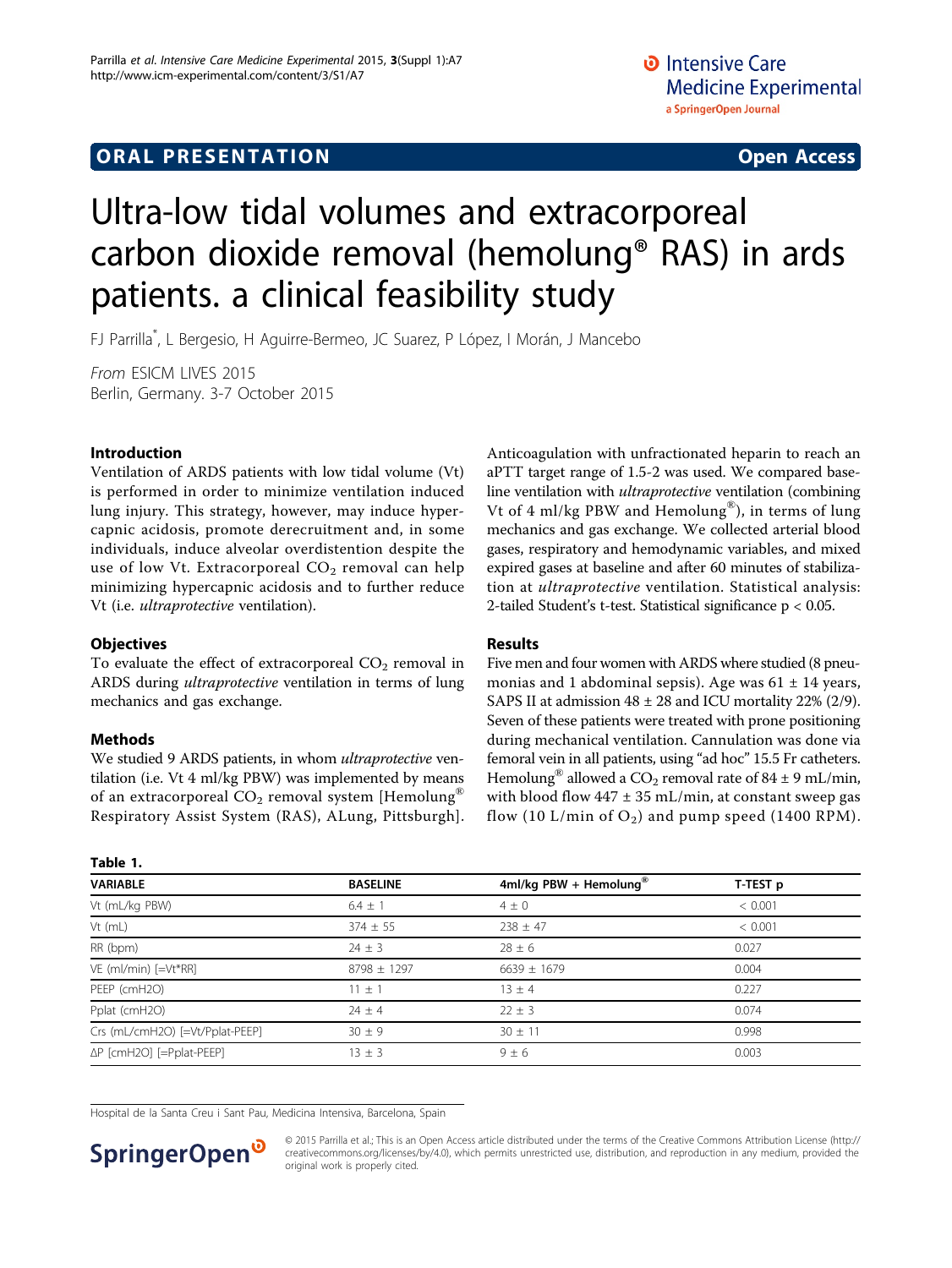ORAL PRESENTATION Open Access

# Ultra-low tidal volumes and extracorporeal carbon dioxide removal (hemolung® RAS) in ards patients. a clinical feasibility study

FJ Parrilla*, L Bergesio, H Aguirre-Bermeo, JC Suarez, P López, I Morán, J Mancebo

*From* ESICM LIVES 2015
Berlin, Germany. 3-7 October 2015

## Introduction

Ventilation of ARDS patients with low tidal volume (Vt) is performed in order to minimize ventilation induced lung injury. This strategy, however, may induce hypercapnic acidosis, promote derecruitment and, in some individuals, induce alveolar overdistention despite the use of low Vt. Extracorporeal $CO_2$ removal can help minimizing hypercapnic acidosis and to further reduce Vt (i.e. *ultraprotective* ventilation).

## Objectives

To evaluate the effect of extracorporeal $CO_2$ removal in ARDS during *ultraprotective* ventilation in terms of lung mechanics and gas exchange.

## Methods

We studied 9 ARDS patients, in whom *ultraprotective* ventilation (i.e. Vt 4 ml/kg PBW) was implemented by means of an extracorporeal $CO_2$ removal system [Hemolung® Respiratory Assist System (RAS), ALung, Pittsburgh]. Anticoagulation with unfractionated heparin to reach an aPTT target range of 1.5-2 was used. We compared baseline ventilation with *ultraprotective* ventilation (combining Vt of 4 ml/kg PBW and Hemolung®), in terms of lung mechanics and gas exchange. We collected arterial blood gases, respiratory and hemodynamic variables, and mixed expired gases at baseline and after 60 minutes of stabilization at *ultraprotective* ventilation. Statistical analysis: 2-tailed Student's t-test. Statistical significance $p < 0.05$.

## Results

Five men and four women with ARDS where studied (8 pneumonias and 1 abdominal sepsis). Age was 61 ± 14 years, SAPS II at admission 48 ± 28 and ICU mortality 22% (2/9). Seven of these patients were treated with prone positioning during mechanical ventilation. Cannulation was done via femoral vein in all patients, using "ad hoc" 15.5 Fr catheters. Hemolung® allowed a $CO_2$ removal rate of 84 ± 9 mL/min, with blood flow 447 ± 35 mL/min, at constant sweep gas flow (10 L/min of $O_2$) and pump speed (1400 RPM).

**Table 1.**

| VARIABLE | BASELINE | 4ml/kg PBW + Hemolung® | T-TEST p |
|---|---|---|---|
| Vt (mL/kg PBW) | 6.4 ± 1 | 4 ± 0 | < 0.001 |
| Vt (mL) | 374 ± 55 | 238 ± 47 | < 0.001 |
| RR (bpm) | 24 ± 3 | 28 ± 6 | 0.027 |
| VE (ml/min) [=Vt*RR] | 8798 ± 1297 | 6639 ± 1679 | 0.004 |
| PEEP (cmH2O) | 11 ± 1 | 13 ± 4 | 0.227 |
| Pplat (cmH2O) | 24 ± 4 | 22 ± 3 | 0.074 |
| Crs (mL/cmH2O) [=Vt/Pplat-PEEP] | 30 ± 9 | 30 ± 11 | 0.998 |
| ΔP [cmH2O] [=Pplat-PEEP] | 13 ± 3 | 9 ± 6 | 0.003 |

Hospital de la Santa Creu i Sant Pau, Medicina Intensiva, Barcelona, Spain

© 2015 Parrilla et al.; This is an Open Access article distributed under the terms of the Creative Commons Attribution License (http://creativecommons.org/licenses/by/4.0), which permits unrestricted use, distribution, and reproduction in any medium, provided the original work is properly cited.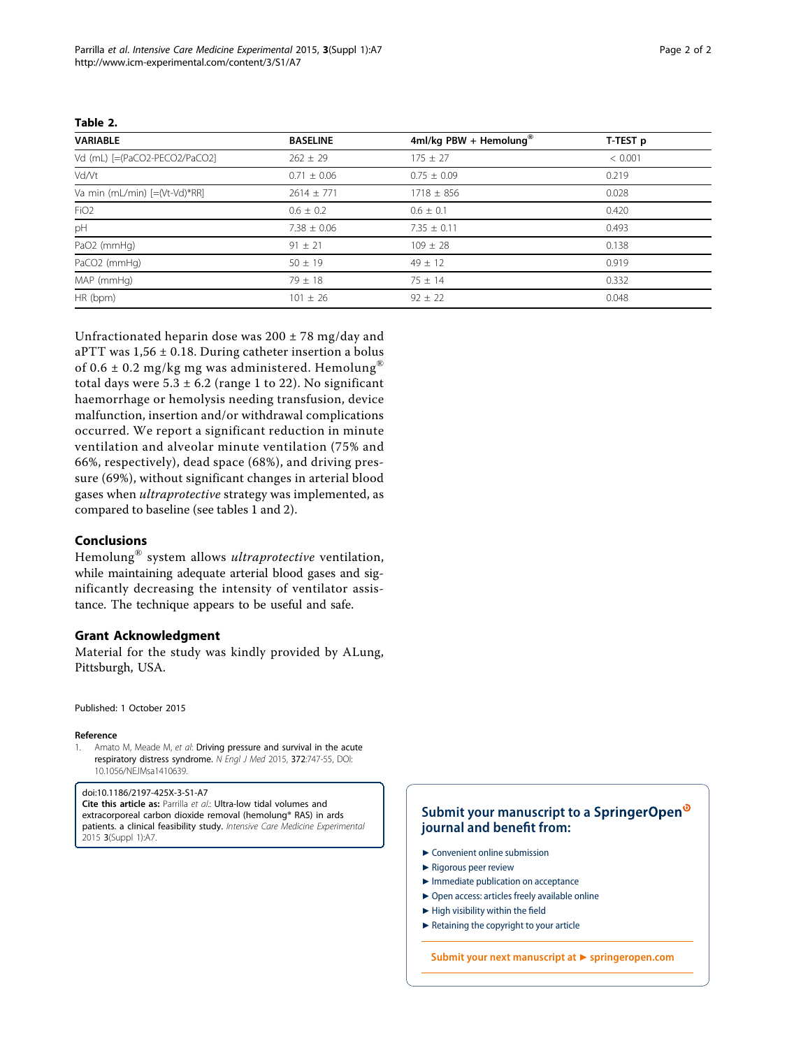**Table 2.**

| VARIABLE | BASELINE | 4ml/kg PBW + Hemolung® | T-TEST p |
|---|---|---|---|
| Vd (mL) [=(PaCO2-PECO2/PaCO2] | 262 ± 29 | 175 ± 27 | < 0.001 |
| Vd/Vt | 0.71 ± 0.06 | 0.75 ± 0.09 | 0.219 |
| Va min (mL/min) [=(Vt-Vd)*RR] | 2614 ± 771 | 1718 ± 856 | 0.028 |
| FiO2 | 0.6 ± 0.2 | 0.6 ± 0.1 | 0.420 |
| pH | 7.38 ± 0.06 | 7.35 ± 0.11 | 0.493 |
| PaO2 (mmHg) | 91 ± 21 | 109 ± 28 | 0.138 |
| PaCO2 (mmHg) | 50 ± 19 | 49 ± 12 | 0.919 |
| MAP (mmHg) | 79 ± 18 | 75 ± 14 | 0.332 |
| HR (bpm) | 101 ± 26 | 92 ± 22 | 0.048 |

Unfractionated heparin dose was 200 ± 78 mg/day and aPTT was 1,56 ± 0.18. During catheter insertion a bolus of 0.6 ± 0.2 mg/kg mg was administered. Hemolung® total days were 5.3 ± 6.2 (range 1 to 22). No significant haemorrhage or hemolysis needing transfusion, device malfunction, insertion and/or withdrawal complications occurred. We report a significant reduction in minute ventilation and alveolar minute ventilation (75% and 66%, respectively), dead space (68%), and driving pressure (69%), without significant changes in arterial blood gases when *ultraprotective* strategy was implemented, as compared to baseline (see tables 1 and 2).

## Conclusions

Hemolung® system allows *ultraprotective* ventilation, while maintaining adequate arterial blood gases and significantly decreasing the intensity of ventilator assistance. The technique appears to be useful and safe.

## Grant Acknowledgment

Material for the study was kindly provided by ALung, Pittsburgh, USA.

Published: 1 October 2015

### Reference

1. Amato M, Meade M, *et al*: **Driving pressure and survival in the acute respiratory distress syndrome.** *N Engl J Med* 2015, **372**:747-55, DOI: 10.1056/NEJMsa1410639.

doi:10.1186/2197-425X-3-S1-A7
**Cite this article as:** Parrilla *et al.*: Ultra-low tidal volumes and extracorporeal carbon dioxide removal (hemolung® RAS) in ards patients. a clinical feasibility study. *Intensive Care Medicine Experimental* 2015 **3**(Suppl 1):A7.

**Submit your manuscript to a SpringerOpen journal and benefit from:**

- ► Convenient online submission
- ► Rigorous peer review
- ► Immediate publication on acceptance
- ► Open access: articles freely available online
- ► High visibility within the field
- ► Retaining the copyright to your article

**Submit your next manuscript at ► springeropen.com**